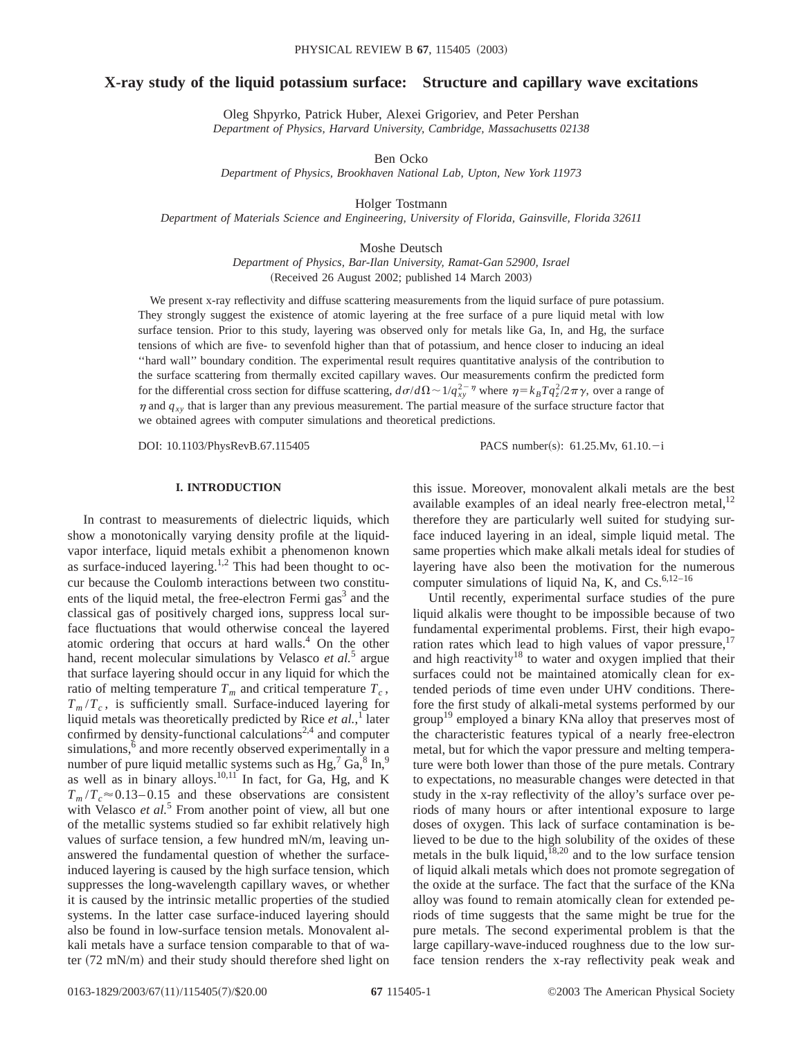# X-ray study of the liquid potassium surface: Structure and capillary wave excitations

Oleg Shpyrko, Patrick Huber, Alexei Grigoriev, and Peter Pershan
*Department of Physics, Harvard University, Cambridge, Massachusetts 02138*

Ben Ocko
*Department of Physics, Brookhaven National Lab, Upton, New York 11973*

Holger Tostmann
*Department of Materials Science and Engineering, University of Florida, Gainsville, Florida 32611*

Moshe Deutsch
*Department of Physics, Bar-Ilan University, Ramat-Gan 52900, Israel*
(Received 26 August 2002; published 14 March 2003)

We present x-ray reflectivity and diffuse scattering measurements from the liquid surface of pure potassium. They strongly suggest the existence of atomic layering at the free surface of a pure liquid metal with low surface tension. Prior to this study, layering was observed only for metals like Ga, In, and Hg, the surface tensions of which are five- to sevenfold higher than that of potassium, and hence closer to inducing an ideal "hard wall" boundary condition. The experimental result requires quantitative analysis of the contribution to the surface scattering from thermally excited capillary waves. Our measurements confirm the predicted form for the differential cross section for diffuse scattering, $d\sigma/d\Omega \sim 1/q_{xy}^{2-\eta}$ where $\eta = k_B T q_z^2/2\pi\gamma$, over a range of $\eta$ and $q_{xy}$ that is larger than any previous measurement. The partial measure of the surface structure factor that we obtained agrees with computer simulations and theoretical predictions.

DOI: 10.1103/PhysRevB.67.115405 PACS number(s): 61.25.Mv, 61.10.−i

## I. INTRODUCTION

In contrast to measurements of dielectric liquids, which show a monotonically varying density profile at the liquid-vapor interface, liquid metals exhibit a phenomenon known as surface-induced layering.[1,2] This had been thought to occur because the Coulomb interactions between two constituents of the liquid metal, the free-electron Fermi gas[3] and the classical gas of positively charged ions, suppress local surface fluctuations that would otherwise conceal the layered atomic ordering that occurs at hard walls.[4] On the other hand, recent molecular simulations by Velasco *et al.*[5] argue that surface layering should occur in any liquid for which the ratio of melting temperature $T_m$ and critical temperature $T_c$, $T_m/T_c$, is sufficiently small. Surface-induced layering for liquid metals was theoretically predicted by Rice *et al.*,[1] later confirmed by density-functional calculations[2,4] and computer simulations,[6] and more recently observed experimentally in a number of pure liquid metallic systems such as Hg,[7] Ga,[8] In,[9] as well as in binary alloys.[10,11] In fact, for Ga, Hg, and K $T_m/T_c \approx 0.13-0.15$ and these observations are consistent with Velasco *et al.*[5] From another point of view, all but one of the metallic systems studied so far exhibit relatively high values of surface tension, a few hundred mN/m, leaving unanswered the fundamental question of whether the surface-induced layering is caused by the high surface tension, which suppresses the long-wavelength capillary waves, or whether it is caused by the intrinsic metallic properties of the studied systems. In the latter case surface-induced layering should also be found in low-surface tension metals. Monovalent alkali metals have a surface tension comparable to that of water (72 mN/m) and their study should therefore shed light on this issue. Moreover, monovalent alkali metals are the best available examples of an ideal nearly free-electron metal,[12] therefore they are particularly well suited for studying surface induced layering in an ideal, simple liquid metal. The same properties which make alkali metals ideal for studies of layering have also been the motivation for the numerous computer simulations of liquid Na, K, and Cs.[6,12–16]

Until recently, experimental surface studies of the pure liquid alkalis were thought to be impossible because of two fundamental experimental problems. First, their high evaporation rates which lead to high values of vapor pressure,[17] and high reactivity[18] to water and oxygen implied that their surfaces could not be maintained atomically clean for extended periods of time even under UHV conditions. Therefore the first study of alkali-metal systems performed by our group[19] employed a binary KNa alloy that preserves most of the characteristic features typical of a nearly free-electron metal, but for which the vapor pressure and melting temperature were both lower than those of the pure metals. Contrary to expectations, no measurable changes were detected in that study in the x-ray reflectivity of the alloy's surface over periods of many hours or after intentional exposure to large doses of oxygen. This lack of surface contamination is believed to be due to the high solubility of the oxides of these metals in the bulk liquid,[18,20] and to the low surface tension of liquid alkali metals which does not promote segregation of the oxide at the surface. The fact that the surface of the KNa alloy was found to remain atomically clean for extended periods of time suggests that the same might be true for the pure metals. The second experimental problem is that the large capillary-wave-induced roughness due to the low surface tension renders the x-ray reflectivity peak weak and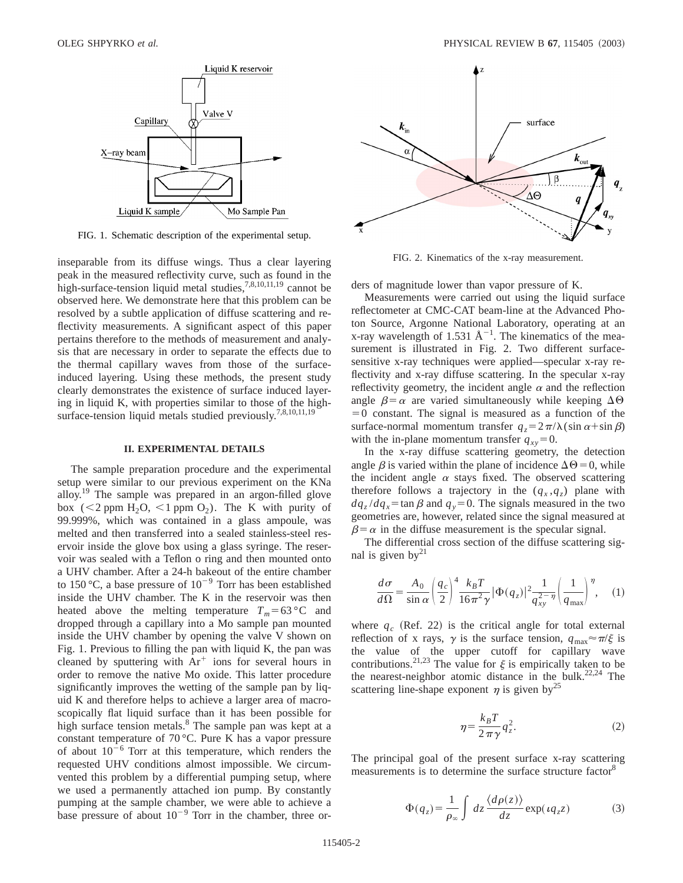FIG. 1. Schematic description of the experimental setup.

FIG. 2. Kinematics of the x-ray measurement.

inseparable from its diffuse wings. Thus a clear layering peak in the measured reflectivity curve, such as found in the high-surface-tension liquid metal studies,[7,8,10,11,19] cannot be observed here. We demonstrate here that this problem can be resolved by a subtle application of diffuse scattering and reflectivity measurements. A significant aspect of this paper pertains therefore to the methods of measurement and analysis that are necessary in order to separate the effects due to the thermal capillary waves from those of the surface-induced layering. Using these methods, the present study clearly demonstrates the existence of surface induced layering in liquid K, with properties similar to those of the high-surface-tension liquid metals studied previously.[7,8,10,11,19]

## II. EXPERIMENTAL DETAILS

The sample preparation procedure and the experimental setup were similar to our previous experiment on the KNa alloy.[19] The sample was prepared in an argon-filled glove box ($<2$ ppm $H_2O$, $<1$ ppm $O_2$). The K with purity of 99.999%, which was contained in a glass ampoule, was melted and then transferred into a sealed stainless-steel reservoir inside the glove box using a glass syringe. The reservoir was sealed with a Teflon o ring and then mounted onto a UHV chamber. After a 24-h bakeout of the entire chamber to 150 °C, a base pressure of $10^{-9}$ Torr has been established inside the UHV chamber. The K in the reservoir was then heated above the melting temperature $T_m=63\,°\mathrm{C}$ and dropped through a capillary into a Mo sample pan mounted inside the UHV chamber by opening the valve V shown on Fig. 1. Previous to filling the pan with liquid K, the pan was cleaned by sputtering with $Ar^+$ ions for several hours in order to remove the native Mo oxide. This latter procedure significantly improves the wetting of the sample pan by liquid K and therefore helps to achieve a larger area of macroscopically flat liquid surface than it has been possible for high surface tension metals.[8] The sample pan was kept at a constant temperature of 70 °C. Pure K has a vapor pressure of about $10^{-6}$ Torr at this temperature, which renders the requested UHV conditions almost impossible. We circumvented this problem by a differential pumping setup, where we used a permanently attached ion pump. By constantly pumping at the sample chamber, we were able to achieve a base pressure of about $10^{-9}$ Torr in the chamber, three orders of magnitude lower than vapor pressure of K.

Measurements were carried out using the liquid surface reflectometer at CMC-CAT beam-line at the Advanced Photon Source, Argonne National Laboratory, operating at an x-ray wavelength of 1.531 $\text{Å}^{-1}$. The kinematics of the measurement is illustrated in Fig. 2. Two different surface-sensitive x-ray techniques were applied—specular x-ray reflectivity and x-ray diffuse scattering. In the specular x-ray reflectivity geometry, the incident angle $\alpha$ and the reflection angle $\beta=\alpha$ are varied simultaneously while keeping $\Delta\Theta=0$ constant. The signal is measured as a function of the surface-normal momentum transfer $q_z=2\pi/\lambda(\sin\alpha+\sin\beta)$ with the in-plane momentum transfer $q_{xy}=0$.

In the x-ray diffuse scattering geometry, the detection angle $\beta$ is varied within the plane of incidence $\Delta\Theta=0$, while the incident angle $\alpha$ stays fixed. The observed scattering therefore follows a trajectory in the $(q_x,q_z)$ plane with $dq_z/dq_x=\tan\beta$ and $q_y=0$. The signals measured in the two geometries are, however, related since the signal measured at $\beta=\alpha$ in the diffuse measurement is the specular signal.

The differential cross section of the diffuse scattering signal is given by[21]

$$\frac{d\sigma}{d\Omega}=\frac{A_0}{\sin\alpha}\left(\frac{q_c}{2}\right)^4\frac{k_BT}{16\pi^2\gamma}|\Phi(q_z)|^2\frac{1}{q_{xy}^{2-\eta}}\left(\frac{1}{q_{\max}}\right)^{\eta},\quad(1)$$

where $q_c$ (Ref. 22) is the critical angle for total external reflection of x rays, $\gamma$ is the surface tension, $q_{\max}\approx\pi/\xi$ is the value of the upper cutoff for capillary wave contributions.[21,23] The value for $\xi$ is empirically taken to be the nearest-neighbor atomic distance in the bulk.[22,24] The scattering line-shape exponent $\eta$ is given by[25]

$$\eta=\frac{k_BT}{2\pi\gamma}q_z^2.\quad(2)$$

The principal goal of the present surface x-ray scattering measurements is to determine the surface structure factor[8]

$$\Phi(q_z)=\frac{1}{\rho_\infty}\int dz\,\frac{\langle d\rho(z)\rangle}{dz}\exp(\imath q_z z)\quad(3)$$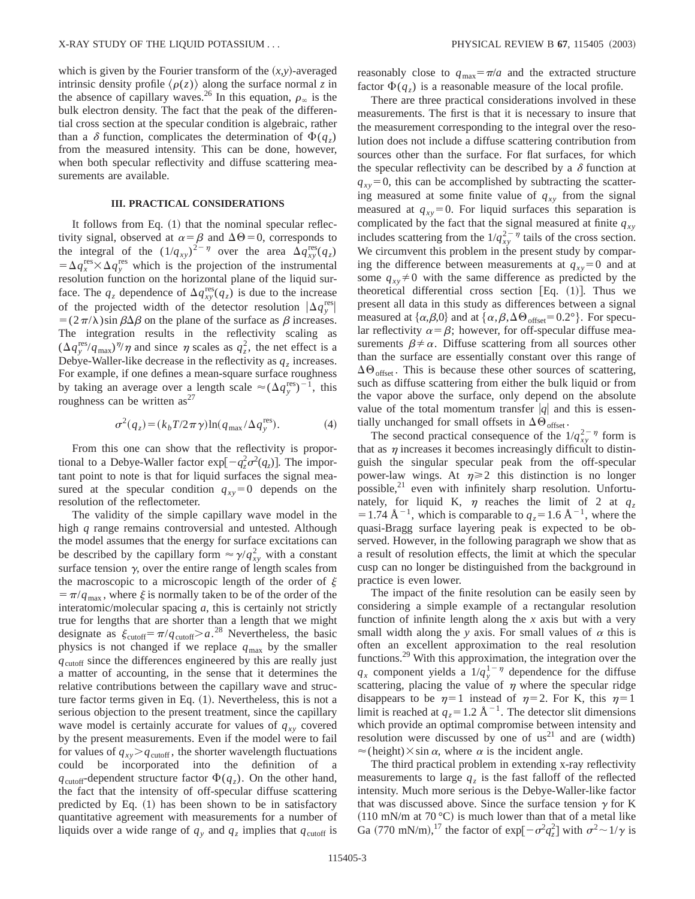which is given by the Fourier transform of the $(x,y)$-averaged intrinsic density profile $\langle \rho(z) \rangle$ along the surface normal $z$ in the absence of capillary waves.[26] In this equation, $\rho_\infty$ is the bulk electron density. The fact that the peak of the differential cross section at the specular condition is algebraic, rather than a $\delta$ function, complicates the determination of $\Phi(q_z)$ from the measured intensity. This can be done, however, when both specular reflectivity and diffuse scattering measurements are available.

### III. PRACTICAL CONSIDERATIONS

It follows from Eq. (1) that the nominal specular reflectivity signal, observed at $\alpha = \beta$ and $\Delta\Theta = 0$, corresponds to the integral of the $(1/q_{xy})^{2-\eta}$ over the area $\Delta q_{xy}^{\rm res}(q_z) = \Delta q_x^{\rm res} \times \Delta q_y^{\rm res}$ which is the projection of the instrumental resolution function on the horizontal plane of the liquid surface. The $q_z$ dependence of $\Delta q_{xy}^{\rm res}(q_z)$ is due to the increase of the projected width of the detector resolution $|\Delta q_y^{\rm res}| = (2\pi/\lambda)\sin\beta\Delta\beta$ on the plane of the surface as $\beta$ increases. The integration results in the reflectivity scaling as $(\Delta q_y^{\rm res}/q_{\rm max})^{\eta}/\eta$ and since $\eta$ scales as $q_z^2$, the net effect is a Debye-Waller-like decrease in the reflectivity as $q_z$ increases. For example, if one defines a mean-square surface roughness by taking an average over a length scale $\approx (\Delta q_y^{\rm res})^{-1}$, this roughness can be written as[27]

$$\sigma^2(q_z) = (k_b T/2\pi\gamma)\ln(q_{\rm max}/\Delta q_y^{\rm res}). \tag{4}$$

From this one can show that the reflectivity is proportional to a Debye-Waller factor $\exp[-q_z^2\sigma^2(q_z)]$. The important point to note is that for liquid surfaces the signal measured at the specular condition $q_{xy} = 0$ depends on the resolution of the reflectometer.

The validity of the simple capillary wave model in the high $q$ range remains controversial and untested. Although the model assumes that the energy for surface excitations can be described by the capillary form $\approx \gamma/q_{xy}^2$ with a constant surface tension $\gamma$, over the entire range of length scales from the macroscopic to a microscopic length of the order of $\xi = \pi/q_{\rm max}$, where $\xi$ is normally taken to be of the order of the interatomic/molecular spacing $a$, this is certainly not strictly true for lengths that are shorter than a length that we might designate as $\xi_{\rm cutoff} = \pi/q_{\rm cutoff} > a$.[28] Nevertheless, the basic physics is not changed if we replace $q_{\rm max}$ by the smaller $q_{\rm cutoff}$ since the differences engineered by this are really just a matter of accounting, in the sense that it determines the relative contributions between the capillary wave and structure factor terms given in Eq. (1). Nevertheless, this is not a serious objection to the present treatment, since the capillary wave model is certainly accurate for values of $q_{xy}$ covered by the present measurements. Even if the model were to fail for values of $q_{xy} > q_{\rm cutoff}$, the shorter wavelength fluctuations could be incorporated into the definition of a $q_{\rm cutoff}$-dependent structure factor $\Phi(q_z)$. On the other hand, the fact that the intensity of off-specular diffuse scattering predicted by Eq. (1) has been shown to be in satisfactory quantitative agreement with measurements for a number of liquids over a wide range of $q_y$ and $q_z$ implies that $q_{\rm cutoff}$ is reasonably close to $q_{\rm max} = \pi/a$ and the extracted structure factor $\Phi(q_z)$ is a reasonable measure of the local profile.

There are three practical considerations involved in these measurements. The first is that it is necessary to insure that the measurement corresponding to the integral over the resolution does not include a diffuse scattering contribution from sources other than the surface. For flat surfaces, for which the specular reflectivity can be described by a $\delta$ function at $q_{xy} = 0$, this can be accomplished by subtracting the scattering measured at some finite value of $q_{xy}$ from the signal measured at $q_{xy} = 0$. For liquid surfaces this separation is complicated by the fact that the signal measured at finite $q_{xy}$ includes scattering from the $1/q_{xy}^{2-\eta}$ tails of the cross section. We circumvent this problem in the present study by comparing the difference between measurements at $q_{xy} = 0$ and at some $q_{xy} \neq 0$ with the same difference as predicted by the theoretical differential cross section [Eq. (1)]. Thus we present all data in this study as differences between a signal measured at $\{\alpha, \beta, 0\}$ and at $\{\alpha, \beta, \Delta\Theta_{\rm offset} = 0.2°\}$. For specular reflectivity $\alpha = \beta$; however, for off-specular diffuse measurements $\beta \neq \alpha$. Diffuse scattering from all sources other than the surface are essentially constant over this range of $\Delta\Theta_{\rm offset}$. This is because these other sources of scattering, such as diffuse scattering from either the bulk liquid or from the vapor above the surface, only depend on the absolute value of the total momentum transfer $|q|$ and this is essentially unchanged for small offsets in $\Delta\Theta_{\rm offset}$.

The second practical consequence of the $1/q_{xy}^{2-\eta}$ form is that as $\eta$ increases it becomes increasingly difficult to distinguish the singular specular peak from the off-specular power-law wings. At $\eta \geq 2$ this distinction is no longer possible,[21] even with infinitely sharp resolution. Unfortunately, for liquid K, $\eta$ reaches the limit of 2 at $q_z = 1.74$ Å$^{-1}$, which is comparable to $q_z = 1.6$ Å$^{-1}$, where the quasi-Bragg surface layering peak is expected to be observed. However, in the following paragraph we show that as a result of resolution effects, the limit at which the specular cusp can no longer be distinguished from the background in practice is even lower.

The impact of the finite resolution can be easily seen by considering a simple example of a rectangular resolution function of infinite length along the $x$ axis but with a very small width along the $y$ axis. For small values of $\alpha$ this is often an excellent approximation to the real resolution functions.[29] With this approximation, the integration over the $q_x$ component yields a $1/q_y^{1-\eta}$ dependence for the diffuse scattering, placing the value of $\eta$ where the specular ridge disappears to be $\eta = 1$ instead of $\eta = 2$. For K, this $\eta = 1$ limit is reached at $q_z = 1.2$ Å$^{-1}$. The detector slit dimensions which provide an optimal compromise between intensity and resolution were discussed by one of us[21] and are (width) $\approx$ (height) $\times \sin\alpha$, where $\alpha$ is the incident angle.

The third practical problem in extending x-ray reflectivity measurements to large $q_z$ is the fast falloff of the reflected intensity. Much more serious is the Debye-Waller-like factor that was discussed above. Since the surface tension $\gamma$ for K (110 mN/m at 70 °C) is much lower than that of a metal like Ga (770 mN/m),[17] the factor of $\exp[-\sigma^2 q_z^2]$ with $\sigma^2 \sim 1/\gamma$ is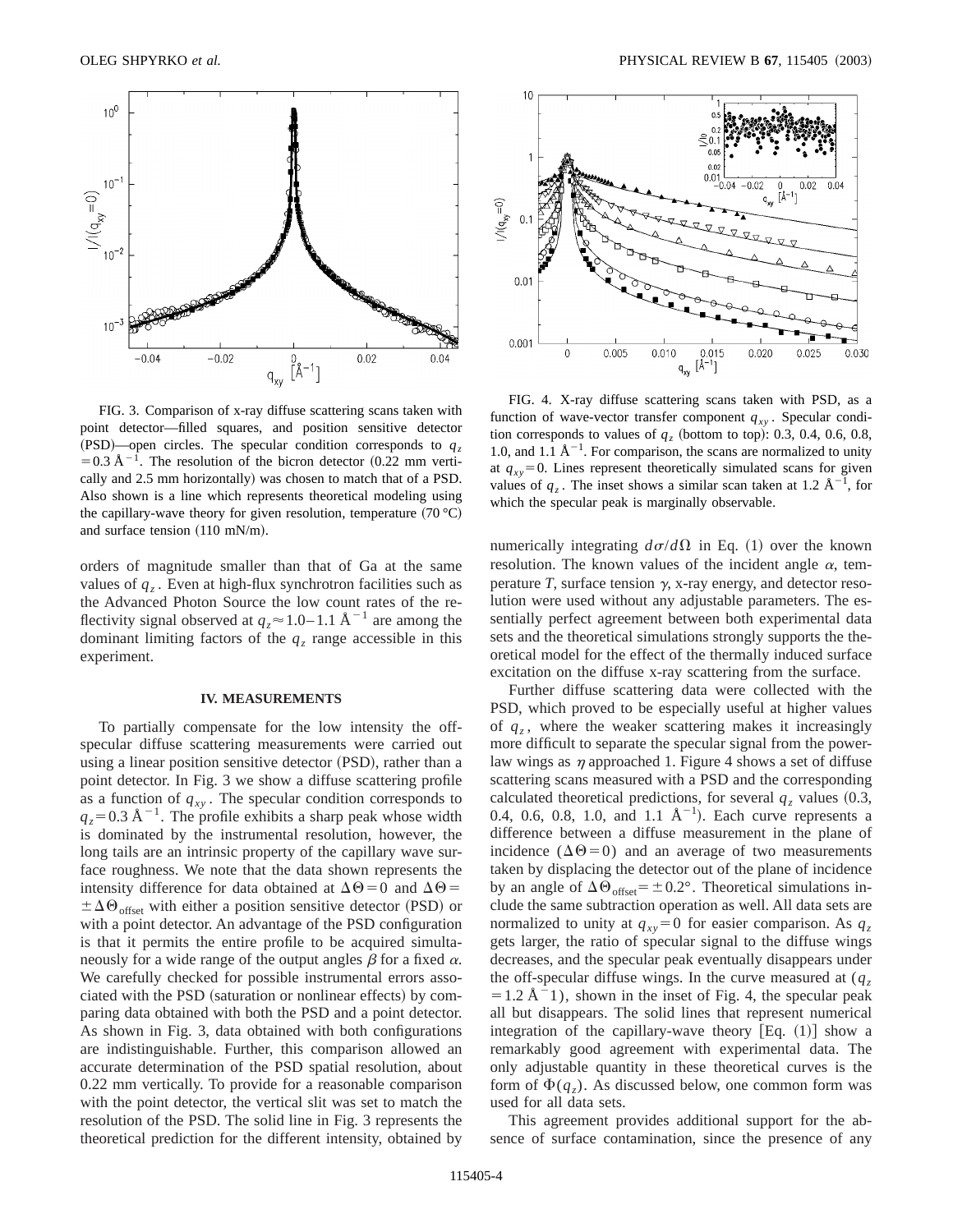FIG. 3. Comparison of x-ray diffuse scattering scans taken with point detector—filled squares, and position sensitive detector (PSD)—open circles. The specular condition corresponds to $q_z = 0.3$ Å$^{-1}$. The resolution of the bicron detector (0.22 mm vertically and 2.5 mm horizontally) was chosen to match that of a PSD. Also shown is a line which represents theoretical modeling using the capillary-wave theory for given resolution, temperature (70 °C) and surface tension (110 mN/m).

orders of magnitude smaller than that of Ga at the same values of $q_z$. Even at high-flux synchrotron facilities such as the Advanced Photon Source the low count rates of the reflectivity signal observed at $q_z \approx 1.0$–$1.1$ Å$^{-1}$ are among the dominant limiting factors of the $q_z$ range accessible in this experiment.

## IV. MEASUREMENTS

To partially compensate for the low intensity the off-specular diffuse scattering measurements were carried out using a linear position sensitive detector (PSD), rather than a point detector. In Fig. 3 we show a diffuse scattering profile as a function of $q_{xy}$. The specular condition corresponds to $q_z = 0.3$ Å$^{-1}$. The profile exhibits a sharp peak whose width is dominated by the instrumental resolution, however, the long tails are an intrinsic property of the capillary wave surface roughness. We note that the data shown represents the intensity difference for data obtained at $\Delta\Theta = 0$ and $\Delta\Theta = \pm\Delta\Theta_{\text{offset}}$ with either a position sensitive detector (PSD) or with a point detector. An advantage of the PSD configuration is that it permits the entire profile to be acquired simultaneously for a wide range of the output angles $\beta$ for a fixed $\alpha$. We carefully checked for possible instrumental errors associated with the PSD (saturation or nonlinear effects) by comparing data obtained with both the PSD and a point detector. As shown in Fig. 3, data obtained with both configurations are indistinguishable. Further, this comparison allowed an accurate determination of the PSD spatial resolution, about 0.22 mm vertically. To provide for a reasonable comparison with the point detector, the vertical slit was set to match the resolution of the PSD. The solid line in Fig. 3 represents the theoretical prediction for the different intensity, obtained by numerically integrating $d\sigma/d\Omega$ in Eq. (1) over the known resolution. The known values of the incident angle $\alpha$, temperature $T$, surface tension $\gamma$, x-ray energy, and detector resolution were used without any adjustable parameters. The essentially perfect agreement between both experimental data sets and the theoretical simulations strongly supports the theoretical model for the effect of the thermally induced surface excitation on the diffuse x-ray scattering from the surface.

FIG. 4. X-ray diffuse scattering scans taken with PSD, as a function of wave-vector transfer component $q_{xy}$. Specular condition corresponds to values of $q_z$ (bottom to top): 0.3, 0.4, 0.6, 0.8, 1.0, and 1.1 Å$^{-1}$. For comparison, the scans are normalized to unity at $q_{xy} = 0$. Lines represent theoretically simulated scans for given values of $q_z$. The inset shows a similar scan taken at 1.2 Å$^{-1}$, for which the specular peak is marginally observable.

Further diffuse scattering data were collected with the PSD, which proved to be especially useful at higher values of $q_z$, where the weaker scattering makes it increasingly more difficult to separate the specular signal from the power-law wings as $\eta$ approached 1. Figure 4 shows a set of diffuse scattering scans measured with a PSD and the corresponding calculated theoretical predictions, for several $q_z$ values (0.3, 0.4, 0.6, 0.8, 1.0, and 1.1 Å$^{-1}$). Each curve represents a difference between a diffuse measurement in the plane of incidence ($\Delta\Theta = 0$) and an average of two measurements taken by displacing the detector out of the plane of incidence by an angle of $\Delta\Theta_{\text{offset}} = \pm 0.2°$. Theoretical simulations include the same subtraction operation as well. All data sets are normalized to unity at $q_{xy} = 0$ for easier comparison. As $q_z$ gets larger, the ratio of specular signal to the diffuse wings decreases, and the specular peak eventually disappears under the off-specular diffuse wings. In the curve measured at ($q_z = 1.2$ Å$^{-1}$), shown in the inset of Fig. 4, the specular peak all but disappears. The solid lines that represent numerical integration of the capillary-wave theory [Eq. (1)] show a remarkably good agreement with experimental data. The only adjustable quantity in these theoretical curves is the form of $\Phi(q_z)$. As discussed below, one common form was used for all data sets.

This agreement provides additional support for the absence of surface contamination, since the presence of any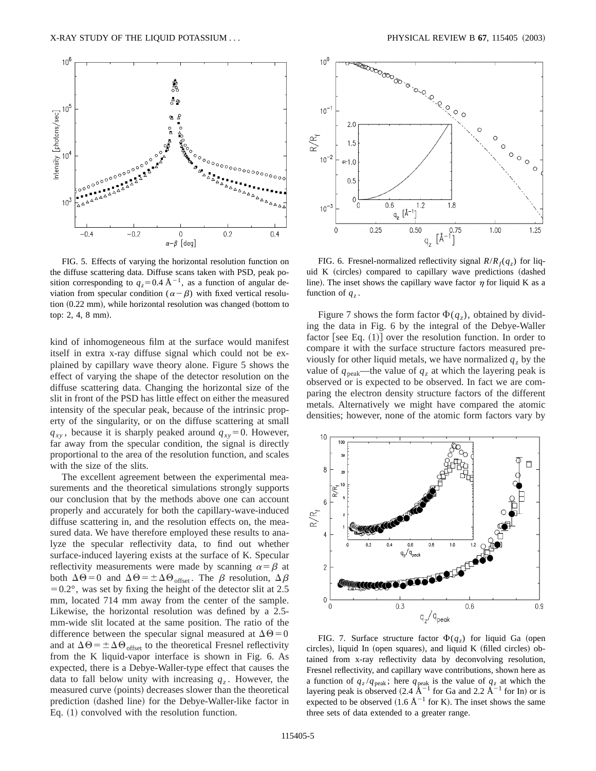FIG. 5. Effects of varying the horizontal resolution function on the diffuse scattering data. Diffuse scans taken with PSD, peak position corresponding to $q_z = 0.4$ Å$^{-1}$, as a function of angular deviation from specular condition ($\alpha - \beta$) with fixed vertical resolution (0.22 mm), while horizontal resolution was changed (bottom to top: 2, 4, 8 mm).

kind of inhomogeneous film at the surface would manifest itself in extra x-ray diffuse signal which could not be explained by capillary wave theory alone. Figure 5 shows the effect of varying the shape of the detector resolution on the diffuse scattering data. Changing the horizontal size of the slit in front of the PSD has little effect on either the measured intensity of the specular peak, because of the intrinsic property of the singularity, or on the diffuse scattering at small $q_{xy}$, because it is sharply peaked around $q_{xy} = 0$. However, far away from the specular condition, the signal is directly proportional to the area of the resolution function, and scales with the size of the slits.

The excellent agreement between the experimental measurements and the theoretical simulations strongly supports our conclusion that by the methods above one can account properly and accurately for both the capillary-wave-induced diffuse scattering in, and the resolution effects on, the measured data. We have therefore employed these results to analyze the specular reflectivity data, to find out whether surface-induced layering exists at the surface of K. Specular reflectivity measurements were made by scanning $\alpha = \beta$ at both $\Delta\Theta = 0$ and $\Delta\Theta = \pm \Delta\Theta_{\mathrm{offset}}$. The $\beta$ resolution, $\Delta\beta = 0.2°$, was set by fixing the height of the detector slit at 2.5 mm, located 714 mm away from the center of the sample. Likewise, the horizontal resolution was defined by a 2.5-mm-wide slit located at the same position. The ratio of the difference between the specular signal measured at $\Delta\Theta = 0$ and at $\Delta\Theta = \pm \Delta\Theta_{\mathrm{offset}}$ to the theoretical Fresnel reflectivity from the K liquid-vapor interface is shown in Fig. 6. As expected, there is a Debye-Waller-type effect that causes the data to fall below unity with increasing $q_z$. However, the measured curve (points) decreases slower than the theoretical prediction (dashed line) for the Debye-Waller-like factor in Eq. (1) convolved with the resolution function.

FIG. 6. Fresnel-normalized reflectivity signal $R/R_f(q_z)$ for liquid K (circles) compared to capillary wave predictions (dashed line). The inset shows the capillary wave factor $\eta$ for liquid K as a function of $q_z$.

Figure 7 shows the form factor $\Phi(q_z)$, obtained by dividing the data in Fig. 6 by the integral of the Debye-Waller factor [see Eq. (1)] over the resolution function. In order to compare it with the surface structure factors measured previously for other liquid metals, we have normalized $q_z$ by the value of $q_{\mathrm{peak}}$—the value of $q_z$ at which the layering peak is observed or is expected to be observed. In fact we are comparing the electron density structure factors of the different metals. Alternatively we might have compared the atomic densities; however, none of the atomic form factors vary by

FIG. 7. Surface structure factor $\Phi(q_z)$ for liquid Ga (open circles), liquid In (open squares), and liquid K (filled circles) obtained from x-ray reflectivity data by deconvolving resolution, Fresnel reflectivity, and capillary wave contributions, shown here as a function of $q_z/q_{\mathrm{peak}}$; here $q_{\mathrm{peak}}$ is the value of $q_z$ at which the layering peak is observed (2.4 Å$^{-1}$ for Ga and 2.2 Å$^{-1}$ for In) or is expected to be observed (1.6 Å$^{-1}$ for K). The inset shows the same three sets of data extended to a greater range.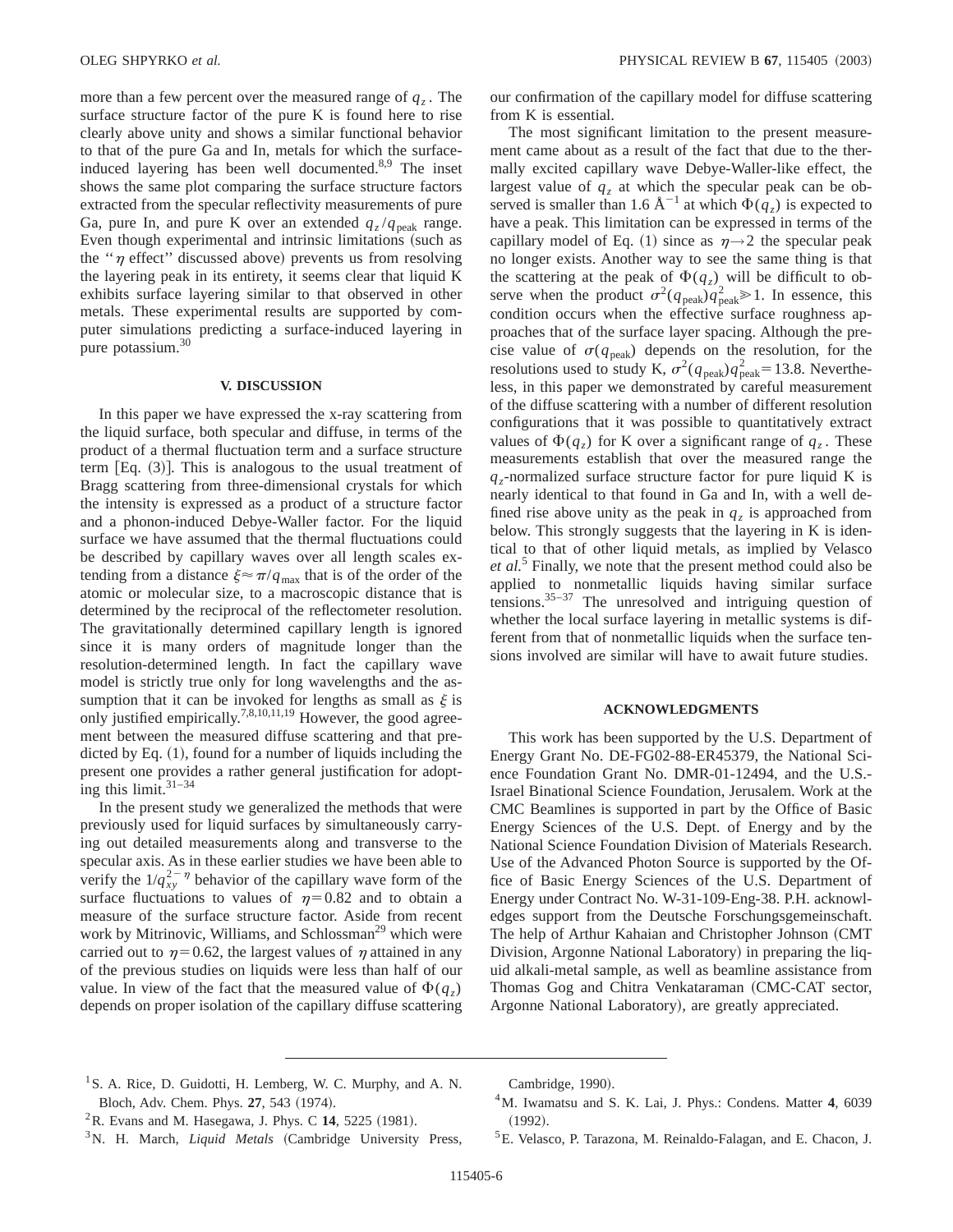more than a few percent over the measured range of $q_z$. The surface structure factor of the pure K is found here to rise clearly above unity and shows a similar functional behavior to that of the pure Ga and In, metals for which the surface-induced layering has been well documented.[8,9] The inset shows the same plot comparing the surface structure factors extracted from the specular reflectivity measurements of pure Ga, pure In, and pure K over an extended $q_z/q_{\mathrm{peak}}$ range. Even though experimental and intrinsic limitations (such as the "$\eta$ effect" discussed above) prevents us from resolving the layering peak in its entirety, it seems clear that liquid K exhibits surface layering similar to that observed in other metals. These experimental results are supported by computer simulations predicting a surface-induced layering in pure potassium.[30]

## V. DISCUSSION

In this paper we have expressed the x-ray scattering from the liquid surface, both specular and diffuse, in terms of the product of a thermal fluctuation term and a surface structure term [Eq. (3)]. This is analogous to the usual treatment of Bragg scattering from three-dimensional crystals for which the intensity is expressed as a product of a structure factor and a phonon-induced Debye-Waller factor. For the liquid surface we have assumed that the thermal fluctuations could be described by capillary waves over all length scales extending from a distance $\xi \approx \pi/q_{\mathrm{max}}$ that is of the order of the atomic or molecular size, to a macroscopic distance that is determined by the reciprocal of the reflectometer resolution. The gravitationally determined capillary length is ignored since it is many orders of magnitude longer than the resolution-determined length. In fact the capillary wave model is strictly true only for long wavelengths and the assumption that it can be invoked for lengths as small as $\xi$ is only justified empirically.[7,8,10,11,19] However, the good agreement between the measured diffuse scattering and that predicted by Eq. (1), found for a number of liquids including the present one provides a rather general justification for adopting this limit.[31–34]

In the present study we generalized the methods that were previously used for liquid surfaces by simultaneously carrying out detailed measurements along and transverse to the specular axis. As in these earlier studies we have been able to verify the $1/q_{xy}^{2-\eta}$ behavior of the capillary wave form of the surface fluctuations to values of $\eta=0.82$ and to obtain a measure of the surface structure factor. Aside from recent work by Mitrinovic, Williams, and Schlossman[29] which were carried out to $\eta=0.62$, the largest values of $\eta$ attained in any of the previous studies on liquids were less than half of our value. In view of the fact that the measured value of $\Phi(q_z)$ depends on proper isolation of the capillary diffuse scattering our confirmation of the capillary model for diffuse scattering from K is essential.

The most significant limitation to the present measurement came about as a result of the fact that due to the thermally excited capillary wave Debye-Waller-like effect, the largest value of $q_z$ at which the specular peak can be observed is smaller than 1.6 Å$^{-1}$ at which $\Phi(q_z)$ is expected to have a peak. This limitation can be expressed in terms of the capillary model of Eq. (1) since as $\eta \rightarrow 2$ the specular peak no longer exists. Another way to see the same thing is that the scattering at the peak of $\Phi(q_z)$ will be difficult to observe when the product $\sigma^2(q_{\mathrm{peak}})q_{\mathrm{peak}}^2 \gg 1$. In essence, this condition occurs when the effective surface roughness approaches that of the surface layer spacing. Although the precise value of $\sigma(q_{\mathrm{peak}})$ depends on the resolution, for the resolutions used to study K, $\sigma^2(q_{\mathrm{peak}})q_{\mathrm{peak}}^2=13.8$. Nevertheless, in this paper we demonstrated by careful measurement of the diffuse scattering with a number of different resolution configurations that it was possible to quantitatively extract values of $\Phi(q_z)$ for K over a significant range of $q_z$. These measurements establish that over the measured range the $q_z$-normalized surface structure factor for pure liquid K is nearly identical to that found in Ga and In, with a well defined rise above unity as the peak in $q_z$ is approached from below. This strongly suggests that the layering in K is identical to that of other liquid metals, as implied by Velasco *et al.*[5] Finally, we note that the present method could also be applied to nonmetallic liquids having similar surface tensions.[35–37] The unresolved and intriguing question of whether the local surface layering in metallic systems is different from that of nonmetallic liquids when the surface tensions involved are similar will have to await future studies.

## ACKNOWLEDGMENTS

This work has been supported by the U.S. Department of Energy Grant No. DE-FG02-88-ER45379, the National Science Foundation Grant No. DMR-01-12494, and the U.S.-Israel Binational Science Foundation, Jerusalem. Work at the CMC Beamlines is supported in part by the Office of Basic Energy Sciences of the U.S. Dept. of Energy and by the National Science Foundation Division of Materials Research. Use of the Advanced Photon Source is supported by the Office of Basic Energy Sciences of the U.S. Department of Energy under Contract No. W-31-109-Eng-38. P.H. acknowledges support from the Deutsche Forschungsgemeinschaft. The help of Arthur Kahaian and Christopher Johnson (CMT Division, Argonne National Laboratory) in preparing the liquid alkali-metal sample, as well as beamline assistance from Thomas Gog and Chitra Venkataraman (CMC-CAT sector, Argonne National Laboratory), are greatly appreciated.

---

[1] S. A. Rice, D. Guidotti, H. Lemberg, W. C. Murphy, and A. N. Bloch, Adv. Chem. Phys. **27**, 543 (1974).

[2] R. Evans and M. Hasegawa, J. Phys. C **14**, 5225 (1981).

[3] N. H. March, *Liquid Metals* (Cambridge University Press, Cambridge, 1990).

[4] M. Iwamatsu and S. K. Lai, J. Phys.: Condens. Matter **4**, 6039 (1992).

[5] E. Velasco, P. Tarazona, M. Reinaldo-Falagan, and E. Chacon, J.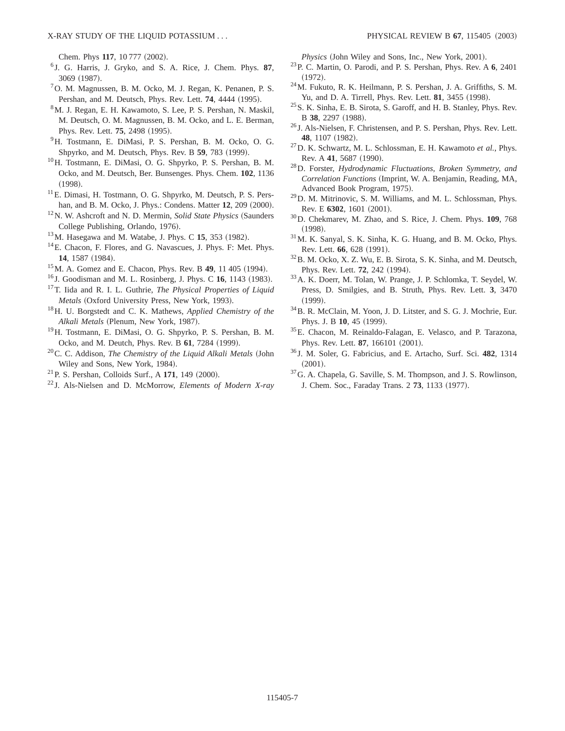Chem. Phys **117**, 10 777 (2002).

[6] J. G. Harris, J. Gryko, and S. A. Rice, J. Chem. Phys. **87**, 3069 (1987).

[7] O. M. Magnussen, B. M. Ocko, M. J. Regan, K. Penanen, P. S. Pershan, and M. Deutsch, Phys. Rev. Lett. **74**, 4444 (1995).

[8] M. J. Regan, E. H. Kawamoto, S. Lee, P. S. Pershan, N. Maskil, M. Deutsch, O. M. Magnussen, B. M. Ocko, and L. E. Berman, Phys. Rev. Lett. **75**, 2498 (1995).

[9] H. Tostmann, E. DiMasi, P. S. Pershan, B. M. Ocko, O. G. Shpyrko, and M. Deutsch, Phys. Rev. B **59**, 783 (1999).

[10] H. Tostmann, E. DiMasi, O. G. Shpyrko, P. S. Pershan, B. M. Ocko, and M. Deutsch, Ber. Bunsenges. Phys. Chem. **102**, 1136 (1998).

[11] E. Dimasi, H. Tostmann, O. G. Shpyrko, M. Deutsch, P. S. Pershan, and B. M. Ocko, J. Phys.: Condens. Matter **12**, 209 (2000).

[12] N. W. Ashcroft and N. D. Mermin, *Solid State Physics* (Saunders College Publishing, Orlando, 1976).

[13] M. Hasegawa and M. Watabe, J. Phys. C **15**, 353 (1982).

[14] E. Chacon, F. Flores, and G. Navascues, J. Phys. F: Met. Phys. **14**, 1587 (1984).

[15] M. A. Gomez and E. Chacon, Phys. Rev. B **49**, 11 405 (1994).

[16] J. Goodisman and M. L. Rosinberg, J. Phys. C **16**, 1143 (1983).

[17] T. Iida and R. I. L. Guthrie, *The Physical Properties of Liquid Metals* (Oxford University Press, New York, 1993).

[18] H. U. Borgstedt and C. K. Mathews, *Applied Chemistry of the Alkali Metals* (Plenum, New York, 1987).

[19] H. Tostmann, E. DiMasi, O. G. Shpyrko, P. S. Pershan, B. M. Ocko, and M. Deutch, Phys. Rev. B **61**, 7284 (1999).

[20] C. C. Addison, *The Chemistry of the Liquid Alkali Metals* (John Wiley and Sons, New York, 1984).

[21] P. S. Pershan, Colloids Surf., A **171**, 149 (2000).

[22] J. Als-Nielsen and D. McMorrow, *Elements of Modern X-ray Physics* (John Wiley and Sons, Inc., New York, 2001).

[23] P. C. Martin, O. Parodi, and P. S. Pershan, Phys. Rev. A **6**, 2401 (1972).

[24] M. Fukuto, R. K. Heilmann, P. S. Pershan, J. A. Griffiths, S. M. Yu, and D. A. Tirrell, Phys. Rev. Lett. **81**, 3455 (1998).

[25] S. K. Sinha, E. B. Sirota, S. Garoff, and H. B. Stanley, Phys. Rev. B **38**, 2297 (1988).

[26] J. Als-Nielsen, F. Christensen, and P. S. Pershan, Phys. Rev. Lett. **48**, 1107 (1982).

[27] D. K. Schwartz, M. L. Schlossman, E. H. Kawamoto *et al.*, Phys. Rev. A **41**, 5687 (1990).

[28] D. Forster, *Hydrodynamic Fluctuations, Broken Symmetry, and Correlation Functions* (Imprint, W. A. Benjamin, Reading, MA, Advanced Book Program, 1975).

[29] D. M. Mitrinovic, S. M. Williams, and M. L. Schlossman, Phys. Rev. E **6302**, 1601 (2001).

[30] D. Chekmarev, M. Zhao, and S. Rice, J. Chem. Phys. **109**, 768 (1998).

[31] M. K. Sanyal, S. K. Sinha, K. G. Huang, and B. M. Ocko, Phys. Rev. Lett. **66**, 628 (1991).

[32] B. M. Ocko, X. Z. Wu, E. B. Sirota, S. K. Sinha, and M. Deutsch, Phys. Rev. Lett. **72**, 242 (1994).

[33] A. K. Doerr, M. Tolan, W. Prange, J. P. Schlomka, T. Seydel, W. Press, D. Smilgies, and B. Struth, Phys. Rev. Lett. **3**, 3470 (1999).

[34] B. R. McClain, M. Yoon, J. D. Litster, and S. G. J. Mochrie, Eur. Phys. J. B **10**, 45 (1999).

[35] E. Chacon, M. Reinaldo-Falagan, E. Velasco, and P. Tarazona, Phys. Rev. Lett. **87**, 166101 (2001).

[36] J. M. Soler, G. Fabricius, and E. Artacho, Surf. Sci. **482**, 1314 (2001).

[37] G. A. Chapela, G. Saville, S. M. Thompson, and J. S. Rowlinson, J. Chem. Soc., Faraday Trans. 2 **73**, 1133 (1977).